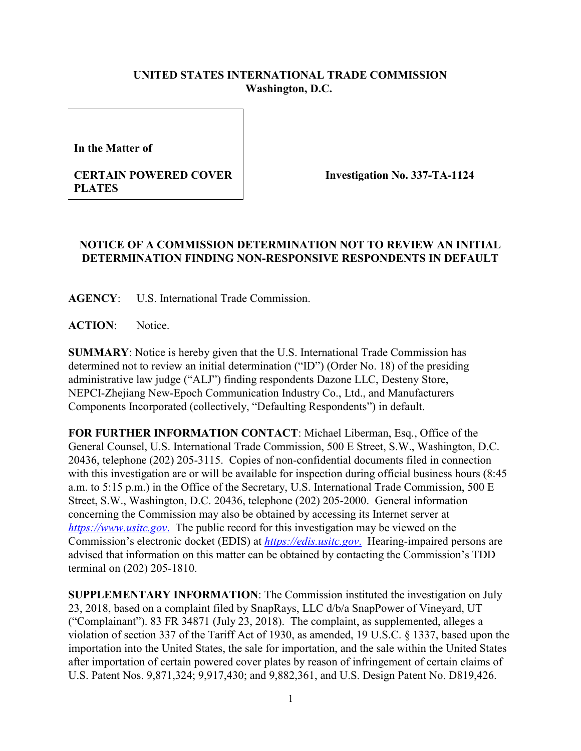**UNITED STATES INTERNATIONAL TRADE COMMISSION**
**Washington, D.C.**

**In the Matter of**

**CERTAIN POWERED COVER PLATES**

**Investigation No. 337-TA-1124**

## NOTICE OF A COMMISSION DETERMINATION NOT TO REVIEW AN INITIAL DETERMINATION FINDING NON-RESPONSIVE RESPONDENTS IN DEFAULT

**AGENCY**: U.S. International Trade Commission.

**ACTION**: Notice.

**SUMMARY**: Notice is hereby given that the U.S. International Trade Commission has determined not to review an initial determination ("ID") (Order No. 18) of the presiding administrative law judge ("ALJ") finding respondents Dazone LLC, Desteny Store, NEPCI-Zhejiang New-Epoch Communication Industry Co., Ltd., and Manufacturers Components Incorporated (collectively, "Defaulting Respondents") in default.

**FOR FURTHER INFORMATION CONTACT**: Michael Liberman, Esq., Office of the General Counsel, U.S. International Trade Commission, 500 E Street, S.W., Washington, D.C. 20436, telephone (202) 205-3115. Copies of non-confidential documents filed in connection with this investigation are or will be available for inspection during official business hours (8:45 a.m. to 5:15 p.m.) in the Office of the Secretary, U.S. International Trade Commission, 500 E Street, S.W., Washington, D.C. 20436, telephone (202) 205-2000. General information concerning the Commission may also be obtained by accessing its Internet server at *https://www.usitc.gov.* The public record for this investigation may be viewed on the Commission's electronic docket (EDIS) at *https://edis.usitc.gov.* Hearing-impaired persons are advised that information on this matter can be obtained by contacting the Commission's TDD terminal on (202) 205-1810.

**SUPPLEMENTARY INFORMATION**: The Commission instituted the investigation on July 23, 2018, based on a complaint filed by SnapRays, LLC d/b/a SnapPower of Vineyard, UT ("Complainant"). 83 FR 34871 (July 23, 2018). The complaint, as supplemented, alleges a violation of section 337 of the Tariff Act of 1930, as amended, 19 U.S.C. § 1337, based upon the importation into the United States, the sale for importation, and the sale within the United States after importation of certain powered cover plates by reason of infringement of certain claims of U.S. Patent Nos. 9,871,324; 9,917,430; and 9,882,361, and U.S. Design Patent No. D819,426.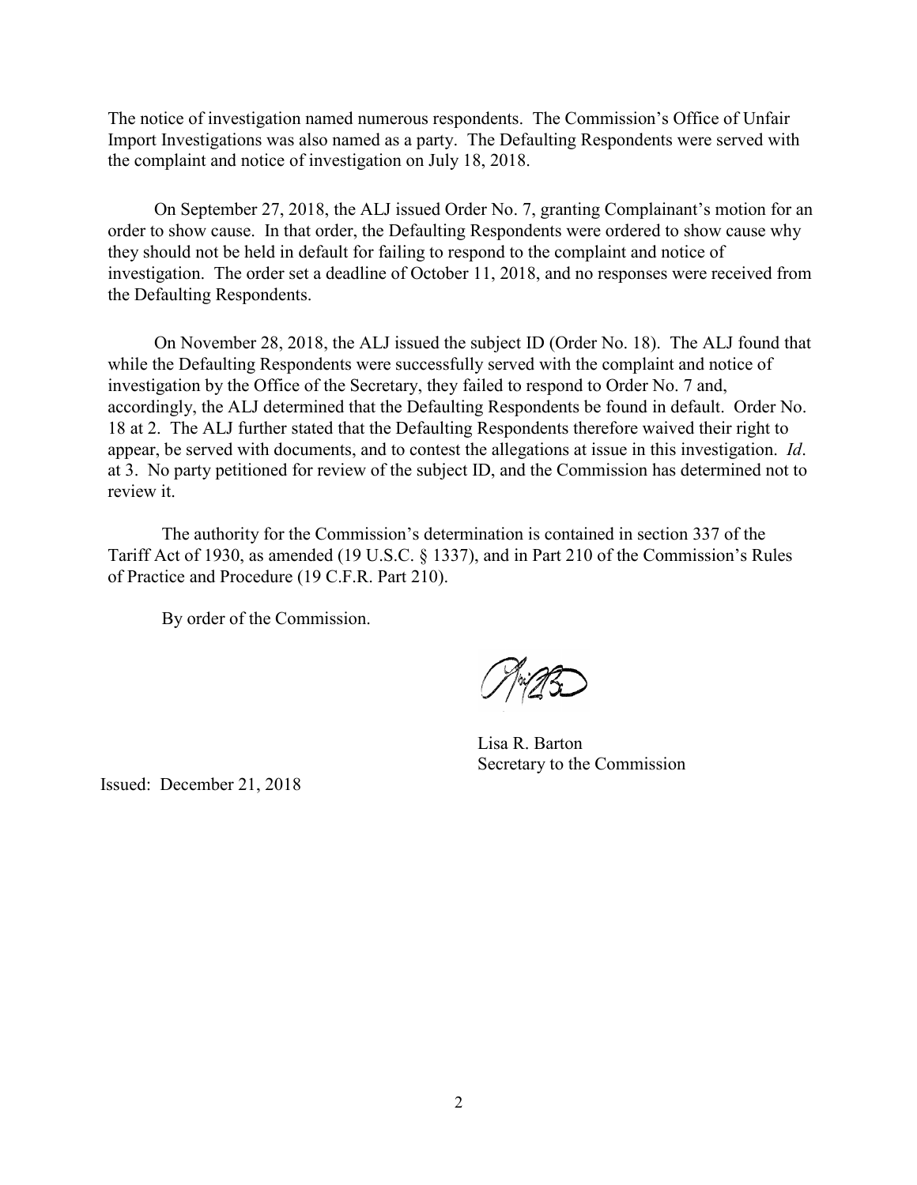The notice of investigation named numerous respondents. The Commission's Office of Unfair Import Investigations was also named as a party. The Defaulting Respondents were served with the complaint and notice of investigation on July 18, 2018.

On September 27, 2018, the ALJ issued Order No. 7, granting Complainant's motion for an order to show cause. In that order, the Defaulting Respondents were ordered to show cause why they should not be held in default for failing to respond to the complaint and notice of investigation. The order set a deadline of October 11, 2018, and no responses were received from the Defaulting Respondents.

On November 28, 2018, the ALJ issued the subject ID (Order No. 18). The ALJ found that while the Defaulting Respondents were successfully served with the complaint and notice of investigation by the Office of the Secretary, they failed to respond to Order No. 7 and, accordingly, the ALJ determined that the Defaulting Respondents be found in default. Order No. 18 at 2. The ALJ further stated that the Defaulting Respondents therefore waived their right to appear, be served with documents, and to contest the allegations at issue in this investigation. *Id*. at 3. No party petitioned for review of the subject ID, and the Commission has determined not to review it.

The authority for the Commission's determination is contained in section 337 of the Tariff Act of 1930, as amended (19 U.S.C. § 1337), and in Part 210 of the Commission's Rules of Practice and Procedure (19 C.F.R. Part 210).

By order of the Commission.

Lisa R. Barton
Secretary to the Commission

Issued: December 21, 2018